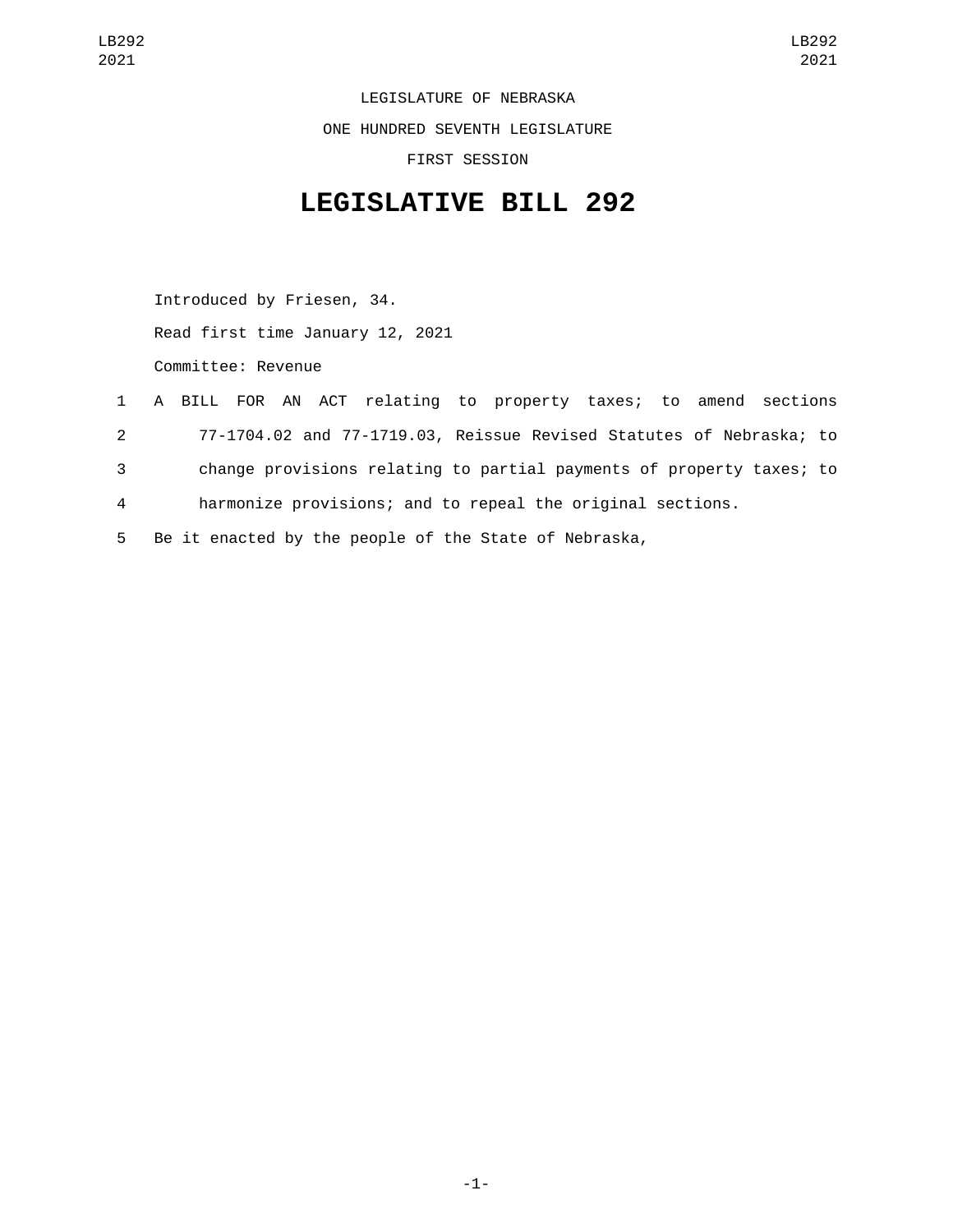LEGISLATURE OF NEBRASKA

ONE HUNDRED SEVENTH LEGISLATURE

FIRST SESSION

# LEGISLATIVE BILL 292

Introduced by Friesen, 34.

Read first time January 12, 2021

Committee: Revenue

1 A BILL FOR AN ACT relating to property taxes; to amend sections
2 77-1704.02 and 77-1719.03, Reissue Revised Statutes of Nebraska; to
3 change provisions relating to partial payments of property taxes; to
4 harmonize provisions; and to repeal the original sections.
5 Be it enacted by the people of the State of Nebraska,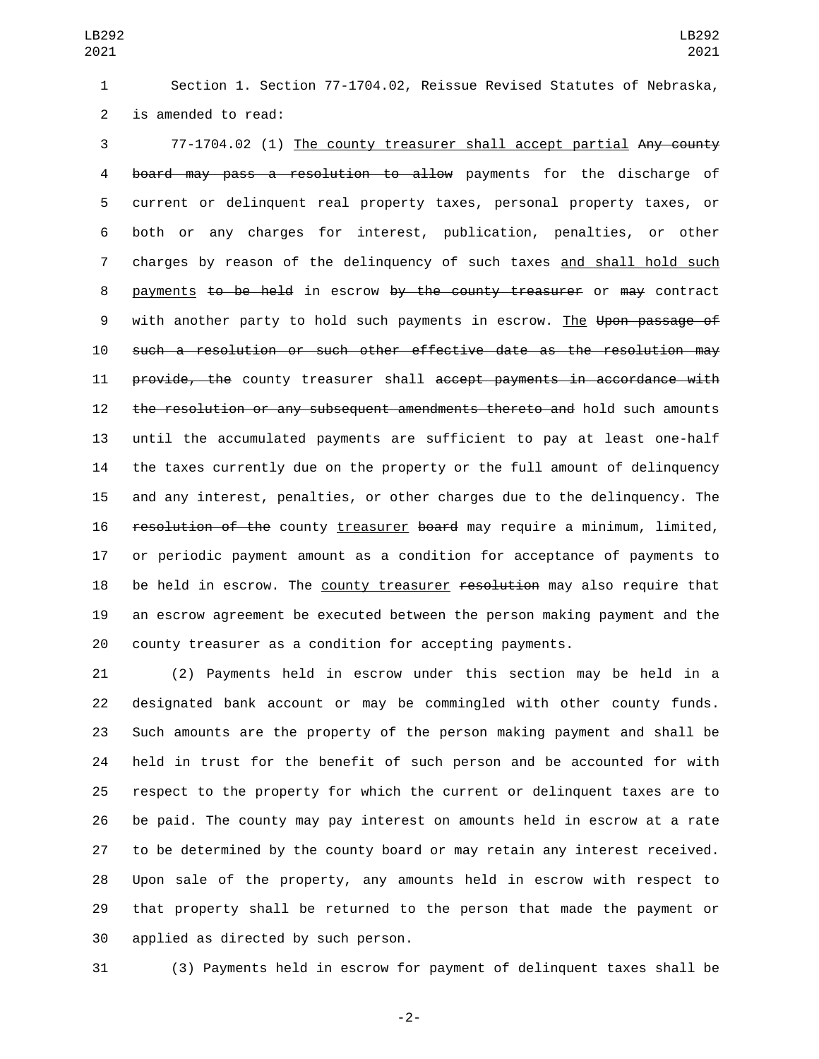Section 1. Section 77-1704.02, Reissue Revised Statutes of Nebraska, is amended to read:

77-1704.02 (1) <u>The county treasurer shall accept partial</u> ~~Any county board may pass a resolution to allow~~ payments for the discharge of current or delinquent real property taxes, personal property taxes, or both or any charges for interest, publication, penalties, or other charges by reason of the delinquency of such taxes <u>and shall hold such payments</u> ~~to be held~~ in escrow ~~by the county treasurer~~ or ~~may~~ contract with another party to hold such payments in escrow. <u>The</u> ~~Upon passage of such a resolution or such other effective date as the resolution may provide, the~~ county treasurer shall ~~accept payments in accordance with the resolution or any subsequent amendments thereto and~~ hold such amounts until the accumulated payments are sufficient to pay at least one-half the taxes currently due on the property or the full amount of delinquency and any interest, penalties, or other charges due to the delinquency. The ~~resolution of the~~ county <u>treasurer</u> ~~board~~ may require a minimum, limited, or periodic payment amount as a condition for acceptance of payments to be held in escrow. The <u>county treasurer</u> ~~resolution~~ may also require that an escrow agreement be executed between the person making payment and the county treasurer as a condition for accepting payments.

(2) Payments held in escrow under this section may be held in a designated bank account or may be commingled with other county funds. Such amounts are the property of the person making payment and shall be held in trust for the benefit of such person and be accounted for with respect to the property for which the current or delinquent taxes are to be paid. The county may pay interest on amounts held in escrow at a rate to be determined by the county board or may retain any interest received. Upon sale of the property, any amounts held in escrow with respect to that property shall be returned to the person that made the payment or applied as directed by such person.

(3) Payments held in escrow for payment of delinquent taxes shall be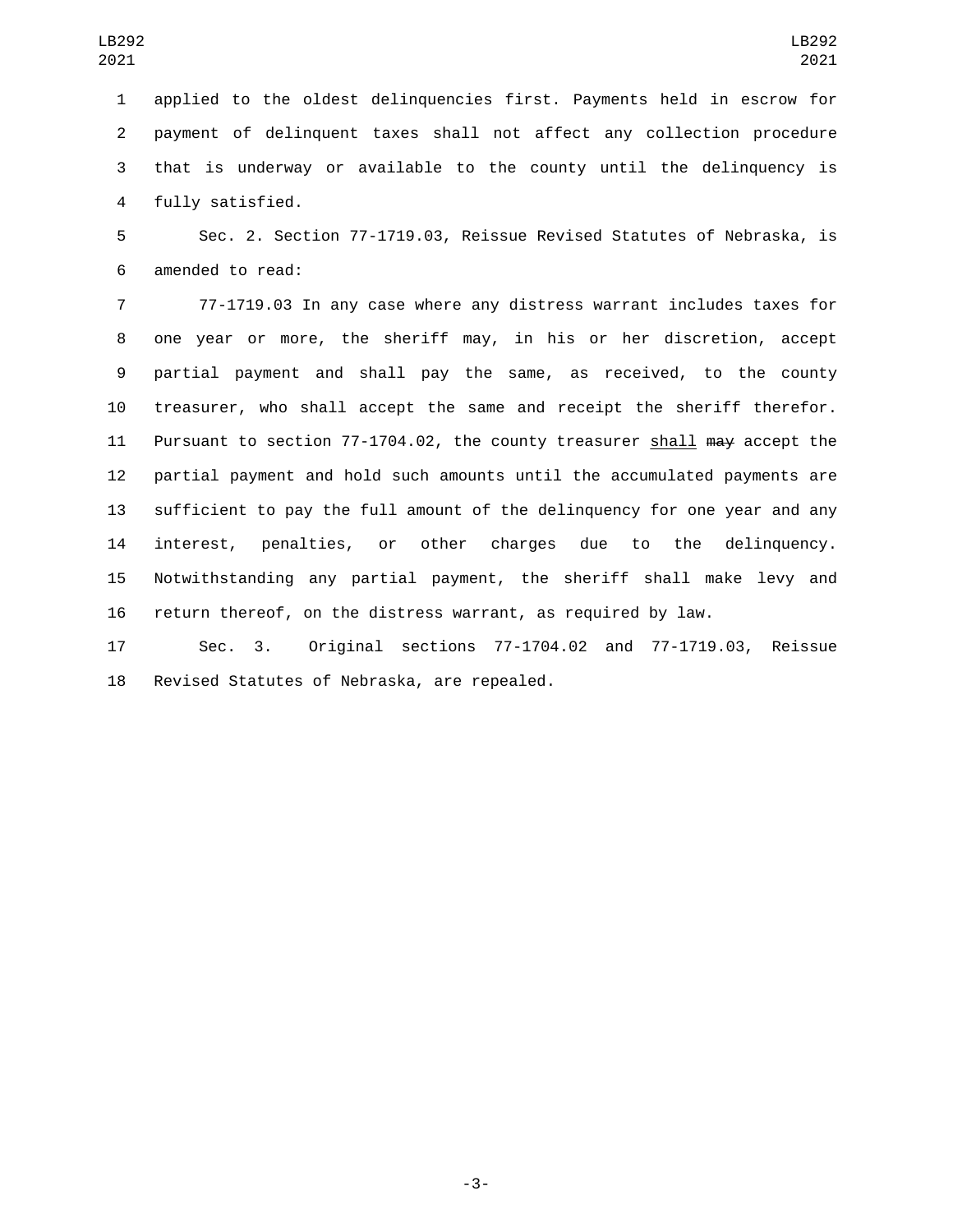applied to the oldest delinquencies first. Payments held in escrow for payment of delinquent taxes shall not affect any collection procedure that is underway or available to the county until the delinquency is fully satisfied.

Sec. 2. Section 77-1719.03, Reissue Revised Statutes of Nebraska, is amended to read:

77-1719.03 In any case where any distress warrant includes taxes for one year or more, the sheriff may, in his or her discretion, accept partial payment and shall pay the same, as received, to the county treasurer, who shall accept the same and receipt the sheriff therefor. Pursuant to section 77-1704.02, the county treasurer shall ~~may~~ accept the partial payment and hold such amounts until the accumulated payments are sufficient to pay the full amount of the delinquency for one year and any interest, penalties, or other charges due to the delinquency. Notwithstanding any partial payment, the sheriff shall make levy and return thereof, on the distress warrant, as required by law.

Sec. 3. Original sections 77-1704.02 and 77-1719.03, Reissue Revised Statutes of Nebraska, are repealed.